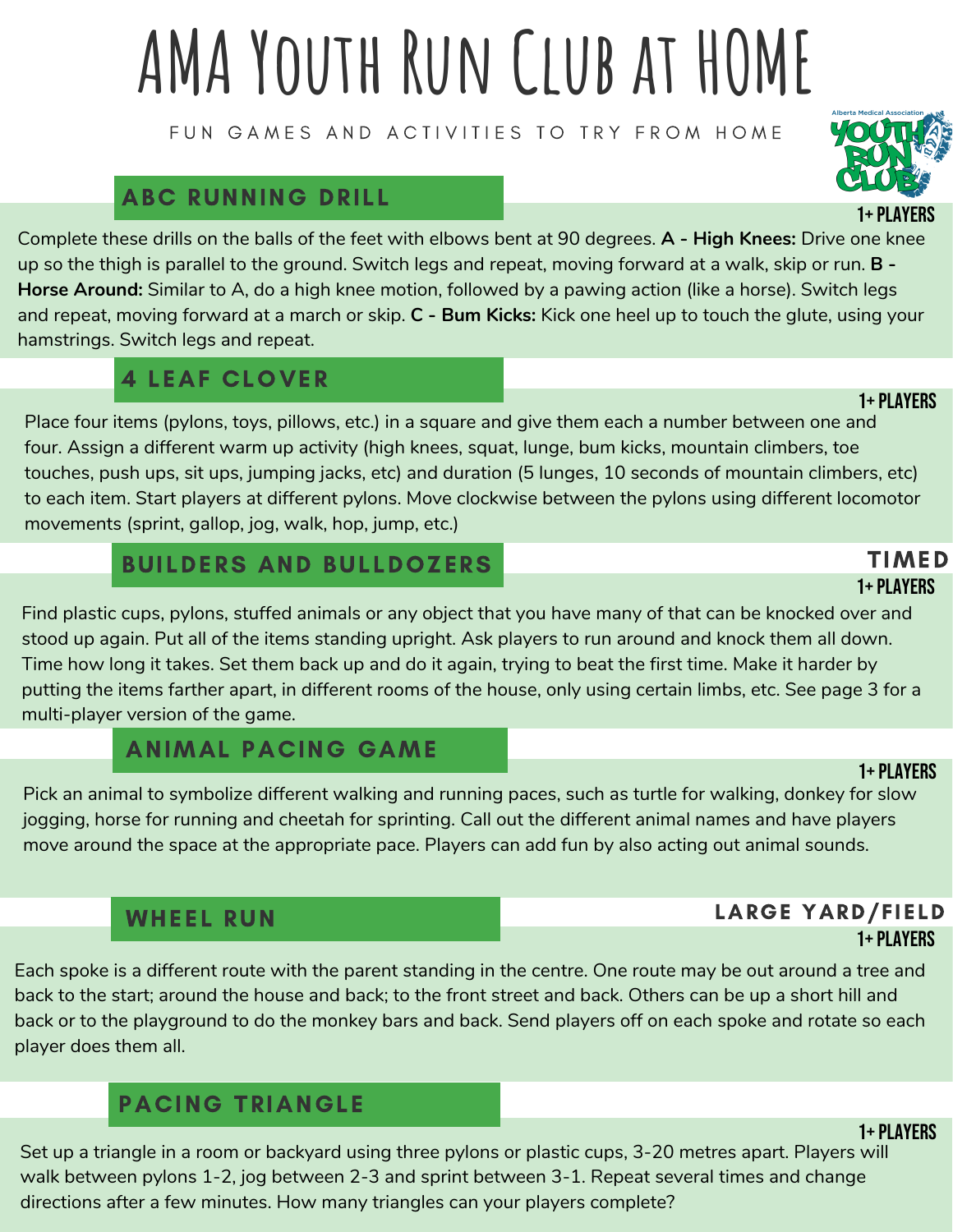# AMA Youth Run Club at HOME

FUN GAMES AND ACTIVITIES TO TRY FROM HOME

## ABC RUNNING DRILL

**1+ PLAYERS**

Complete these drills on the balls of the feet with elbows bent at 90 degrees. **A - High Knees:** Drive one knee up so the thigh is parallel to the ground. Switch legs and repeat, moving forward at a walk, skip or run. **B - Horse Around:** Similar to A, do a high knee motion, followed by a pawing action (like a horse). Switch legs and repeat, moving forward at a march or skip. **C - Bum Kicks:** Kick one heel up to touch the glute, using your hamstrings. Switch legs and repeat.

## 4 LEAF CLOVER

**1+ PLAYERS**

Place four items (pylons, toys, pillows, etc.) in a square and give them each a number between one and four. Assign a different warm up activity (high knees, squat, lunge, bum kicks, mountain climbers, toe touches, push ups, sit ups, jumping jacks, etc) and duration (5 lunges, 10 seconds of mountain climbers, etc) to each item. Start players at different pylons. Move clockwise between the pylons using different locomotor movements (sprint, gallop, jog, walk, hop, jump, etc.)

## BUILDERS AND BULLDOZERS

**TIMED**

**1+ PLAYERS**

Find plastic cups, pylons, stuffed animals or any object that you have many of that can be knocked over and stood up again. Put all of the items standing upright. Ask players to run around and knock them all down. Time how long it takes. Set them back up and do it again, trying to beat the first time. Make it harder by putting the items farther apart, in different rooms of the house, only using certain limbs, etc. See page 3 for a multi-player version of the game.

## ANIMAL PACING GAME

**1+ PLAYERS**

Pick an animal to symbolize different walking and running paces, such as turtle for walking, donkey for slow jogging, horse for running and cheetah for sprinting. Call out the different animal names and have players move around the space at the appropriate pace. Players can add fun by also acting out animal sounds.

## WHEEL RUN

**LARGE YARD/FIELD**

**1+ PLAYERS**

Each spoke is a different route with the parent standing in the centre. One route may be out around a tree and back to the start; around the house and back; to the front street and back. Others can be up a short hill and back or to the playground to do the monkey bars and back. Send players off on each spoke and rotate so each player does them all.

## PACING TRIANGLE

**1+ PLAYERS**

Set up a triangle in a room or backyard using three pylons or plastic cups, 3-20 metres apart. Players will walk between pylons 1-2, jog between 2-3 and sprint between 3-1. Repeat several times and change directions after a few minutes. How many triangles can your players complete?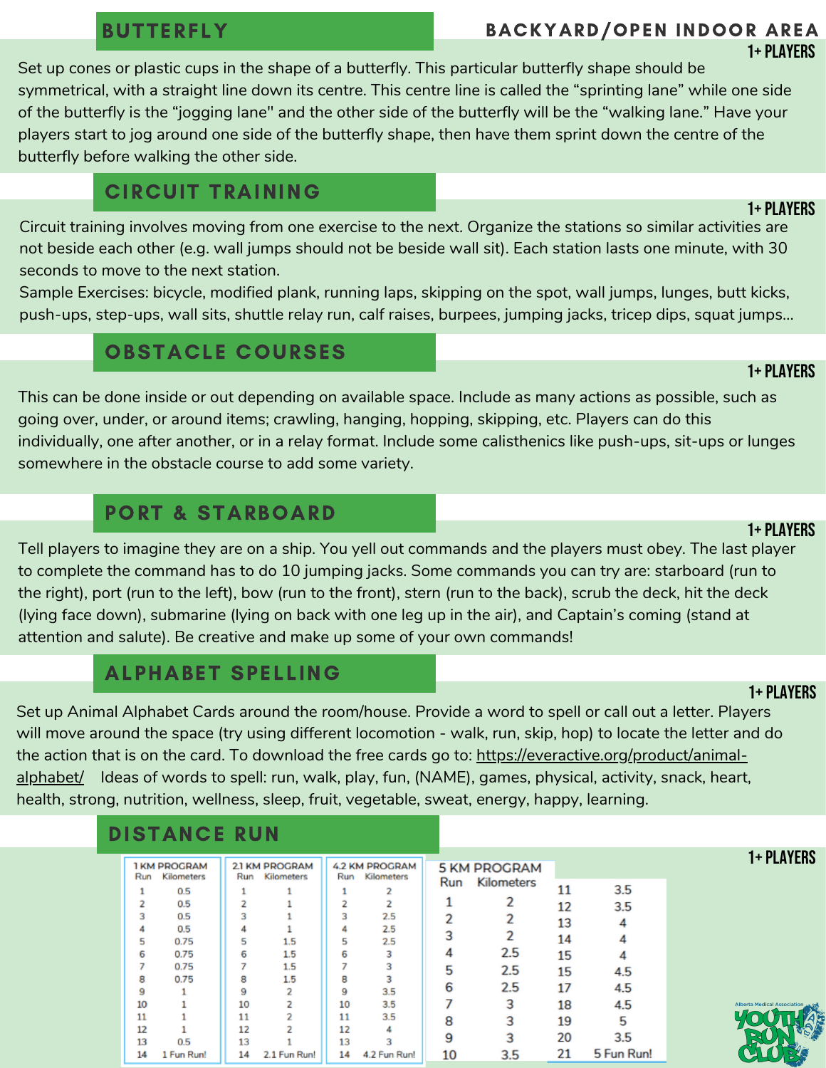## BUTTERFLY

BACKYARD/OPEN INDOOR AREA

1+ PLAYERS

Set up cones or plastic cups in the shape of a butterfly. This particular butterfly shape should be symmetrical, with a straight line down its centre. This centre line is called the "sprinting lane" while one side of the butterfly is the "jogging lane" and the other side of the butterfly will be the "walking lane." Have your players start to jog around one side of the butterfly shape, then have them sprint down the centre of the butterfly before walking the other side.

## CIRCUIT TRAINING

1+ PLAYERS

Circuit training involves moving from one exercise to the next. Organize the stations so similar activities are not beside each other (e.g. wall jumps should not be beside wall sit). Each station lasts one minute, with 30 seconds to move to the next station.

Sample Exercises: bicycle, modified plank, running laps, skipping on the spot, wall jumps, lunges, butt kicks, push-ups, step-ups, wall sits, shuttle relay run, calf raises, burpees, jumping jacks, tricep dips, squat jumps...

## OBSTACLE COURSES

1+ PLAYERS

This can be done inside or out depending on available space. Include as many actions as possible, such as going over, under, or around items; crawling, hanging, hopping, skipping, etc. Players can do this individually, one after another, or in a relay format. Include some calisthenics like push-ups, sit-ups or lunges somewhere in the obstacle course to add some variety.

## PORT & STARBOARD

1+ PLAYERS

Tell players to imagine they are on a ship. You yell out commands and the players must obey. The last player to complete the command has to do 10 jumping jacks. Some commands you can try are: starboard (run to the right), port (run to the left), bow (run to the front), stern (run to the back), scrub the deck, hit the deck (lying face down), submarine (lying on back with one leg up in the air), and Captain's coming (stand at attention and salute). Be creative and make up some of your own commands!

## ALPHABET SPELLING

1+ PLAYERS

Set up Animal Alphabet Cards around the room/house. Provide a word to spell or call out a letter. Players will move around the space (try using different locomotion - walk, run, skip, hop) to locate the letter and do the action that is on the card. To download the free cards go to: https://everactive.org/product/animal-alphabet/ Ideas of words to spell: run, walk, play, fun, (NAME), games, physical, activity, snack, heart, health, strong, nutrition, wellness, sleep, fruit, vegetable, sweat, energy, happy, learning.

## DISTANCE RUN

1+ PLAYERS

**1 KM PROGRAM**

| Run | Kilometers |
|---|---|
| 1 | 0.5 |
| 2 | 0.5 |
| 3 | 0.5 |
| 4 | 0.5 |
| 5 | 0.75 |
| 6 | 0.75 |
| 7 | 0.75 |
| 8 | 0.75 |
| 9 | 1 |
| 10 | 1 |
| 11 | 1 |
| 12 | 1 |
| 13 | 0.5 |
| 14 | 1 Fun Run! |

**2.1 KM PROGRAM**

| Run | Kilometers |
|---|---|
| 1 | 1 |
| 2 | 1 |
| 3 | 1 |
| 4 | 1 |
| 5 | 1.5 |
| 6 | 1.5 |
| 7 | 1.5 |
| 8 | 1.5 |
| 9 | 2 |
| 10 | 2 |
| 11 | 2 |
| 12 | 2 |
| 13 | 1 |
| 14 | 2.1 Fun Run! |

**4.2 KM PROGRAM**

| Run | Kilometers |
|---|---|
| 1 | 2 |
| 2 | 2 |
| 3 | 2.5 |
| 4 | 2.5 |
| 5 | 2.5 |
| 6 | 3 |
| 7 | 3 |
| 8 | 3 |
| 9 | 3.5 |
| 10 | 3.5 |
| 11 | 3.5 |
| 12 | 4 |
| 13 | 3 |
| 14 | 4.2 Fun Run! |

**5 KM PROGRAM**

| Run | Kilometers |
|---|---|
| 1 | 2 |
| 2 | 2 |
| 3 | 2 |
| 4 | 2.5 |
| 5 | 2.5 |
| 6 | 2.5 |
| 7 | 3 |
| 8 | 3 |
| 9 | 3 |
| 10 | 3.5 |
| 11 | 3.5 |
| 12 | 3.5 |
| 13 | 4 |
| 14 | 4 |
| 15 | 4 |
| 15 | 4.5 |
| 17 | 4.5 |
| 18 | 4.5 |
| 19 | 5 |
| 20 | 3.5 |
| 21 | 5 Fun Run! |

Alberta Medical Association YOUTH RUN CLUB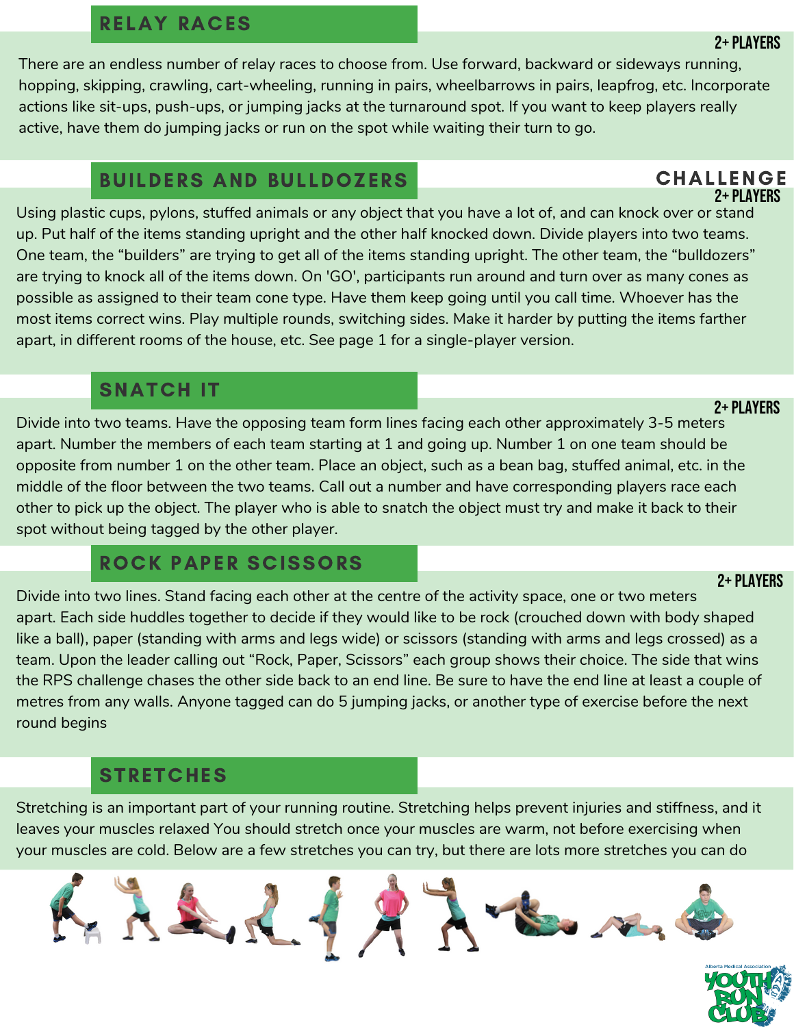## RELAY RACES

**2+ PLAYERS**

There are an endless number of relay races to choose from. Use forward, backward or sideways running, hopping, skipping, crawling, cart-wheeling, running in pairs, wheelbarrows in pairs, leapfrog, etc. Incorporate actions like sit-ups, push-ups, or jumping jacks at the turnaround spot. If you want to keep players really active, have them do jumping jacks or run on the spot while waiting their turn to go.

## BUILDERS AND BULLDOZERS

**CHALLENGE**

**2+ PLAYERS**

Using plastic cups, pylons, stuffed animals or any object that you have a lot of, and can knock over or stand up. Put half of the items standing upright and the other half knocked down. Divide players into two teams. One team, the "builders" are trying to get all of the items standing upright. The other team, the "bulldozers" are trying to knock all of the items down. On 'GO', participants run around and turn over as many cones as possible as assigned to their team cone type. Have them keep going until you call time. Whoever has the most items correct wins. Play multiple rounds, switching sides. Make it harder by putting the items farther apart, in different rooms of the house, etc. See page 1 for a single-player version.

## SNATCH IT

**2+ PLAYERS**

Divide into two teams. Have the opposing team form lines facing each other approximately 3-5 meters apart. Number the members of each team starting at 1 and going up. Number 1 on one team should be opposite from number 1 on the other team. Place an object, such as a bean bag, stuffed animal, etc. in the middle of the floor between the two teams. Call out a number and have corresponding players race each other to pick up the object. The player who is able to snatch the object must try and make it back to their spot without being tagged by the other player.

## ROCK PAPER SCISSORS

**2+ PLAYERS**

Divide into two lines. Stand facing each other at the centre of the activity space, one or two meters apart. Each side huddles together to decide if they would like to be rock (crouched down with body shaped like a ball), paper (standing with arms and legs wide) or scissors (standing with arms and legs crossed) as a team. Upon the leader calling out "Rock, Paper, Scissors" each group shows their choice. The side that wins the RPS challenge chases the other side back to an end line. Be sure to have the end line at least a couple of metres from any walls. Anyone tagged can do 5 jumping jacks, or another type of exercise before the next round begins

## STRETCHES

Stretching is an important part of your running routine. Stretching helps prevent injuries and stiffness, and it leaves your muscles relaxed You should stretch once your muscles are warm, not before exercising when your muscles are cold. Below are a few stretches you can try, but there are lots more stretches you can do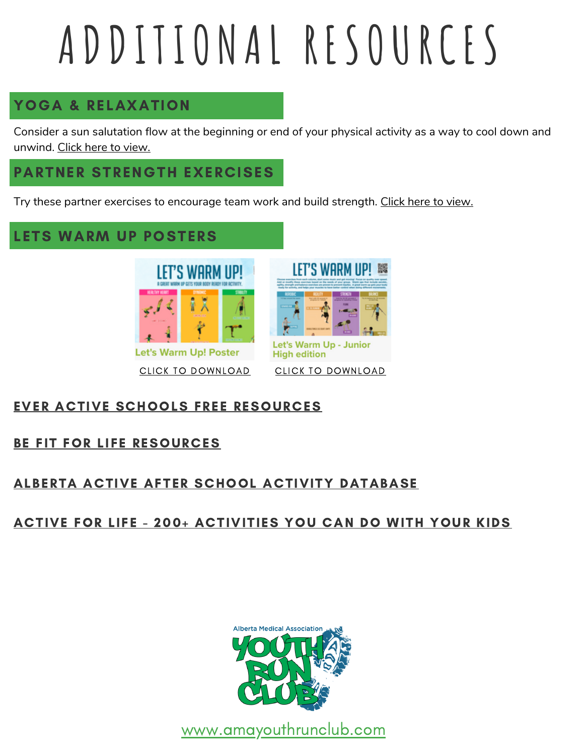# ADDITIONAL RESOURCES

## YOGA & RELAXATION

Consider a sun salutation flow at the beginning or end of your physical activity as a way to cool down and unwind. Click here to view.

## PARTNER STRENGTH EXERCISES

Try these partner exercises to encourage team work and build strength. Click here to view.

## LETS WARM UP POSTERS

Let's Warm Up! Poster

CLICK TO DOWNLOAD

Let's Warm Up - Junior High edition

CLICK TO DOWNLOAD

**EVER ACTIVE SCHOOLS FREE RESOURCES**

**BE FIT FOR LIFE RESOURCES**

**ALBERTA ACTIVE AFTER SCHOOL ACTIVITY DATABASE**

**ACTIVE FOR LIFE - 200+ ACTIVITIES YOU CAN DO WITH YOUR KIDS**

Alberta Medical Association YOUTH RUN CLUB

www.amayouthrunclub.com